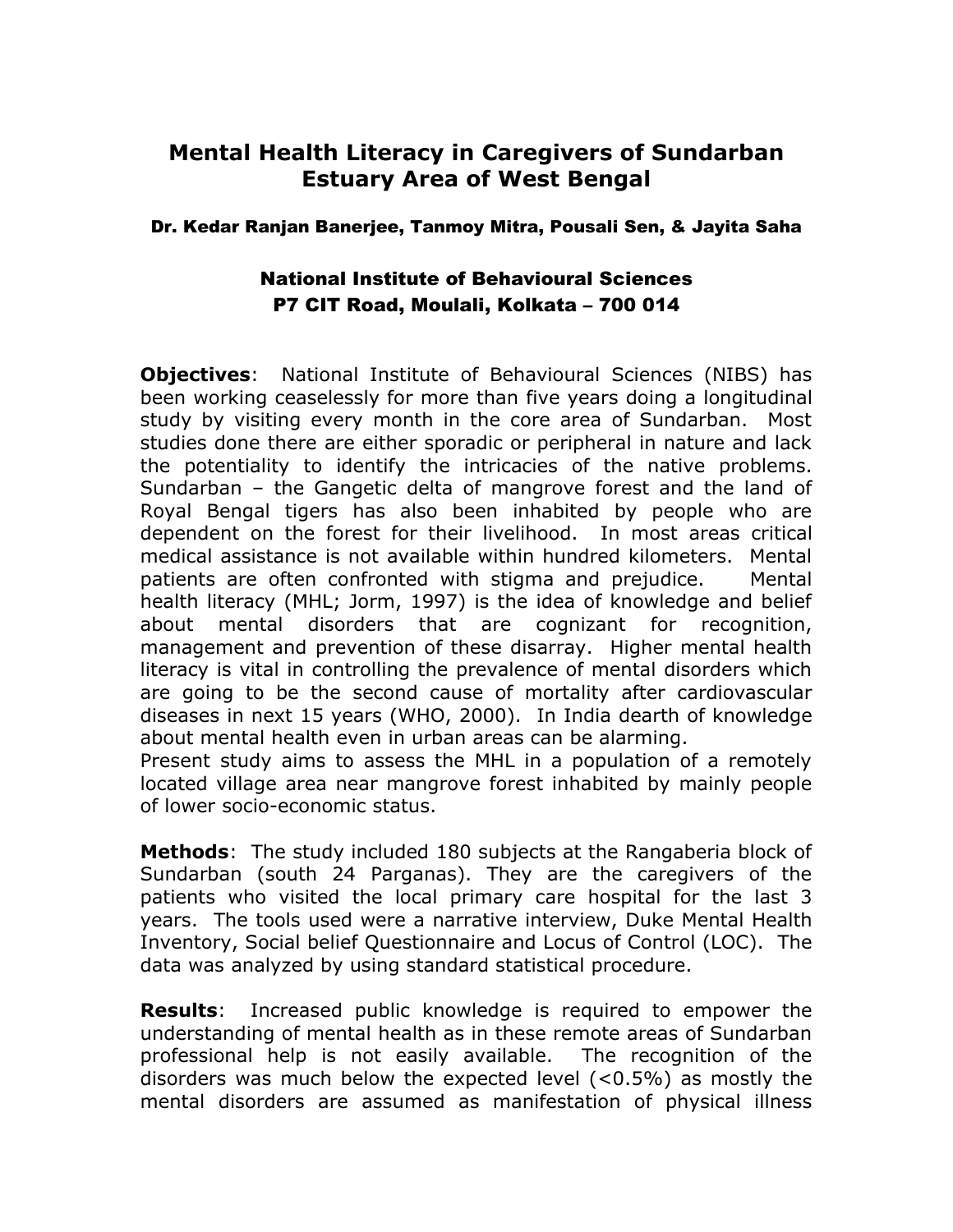# Mental Health Literacy in Caregivers of Sundarban Estuary Area of West Bengal

**Dr. Kedar Ranjan Banerjee, Tanmoy Mitra, Pousali Sen, & Jayita Saha**

**National Institute of Behavioural Sciences**
**P7 CIT Road, Moulali, Kolkata – 700 014**

**Objectives**: National Institute of Behavioural Sciences (NIBS) has been working ceaselessly for more than five years doing a longitudinal study by visiting every month in the core area of Sundarban. Most studies done there are either sporadic or peripheral in nature and lack the potentiality to identify the intricacies of the native problems. Sundarban – the Gangetic delta of mangrove forest and the land of Royal Bengal tigers has also been inhabited by people who are dependent on the forest for their livelihood. In most areas critical medical assistance is not available within hundred kilometers. Mental patients are often confronted with stigma and prejudice. Mental health literacy (MHL; Jorm, 1997) is the idea of knowledge and belief about mental disorders that are cognizant for recognition, management and prevention of these disarray. Higher mental health literacy is vital in controlling the prevalence of mental disorders which are going to be the second cause of mortality after cardiovascular diseases in next 15 years (WHO, 2000). In India dearth of knowledge about mental health even in urban areas can be alarming.
Present study aims to assess the MHL in a population of a remotely located village area near mangrove forest inhabited by mainly people of lower socio-economic status.

**Methods**: The study included 180 subjects at the Rangaberia block of Sundarban (south 24 Parganas). They are the caregivers of the patients who visited the local primary care hospital for the last 3 years. The tools used were a narrative interview, Duke Mental Health Inventory, Social belief Questionnaire and Locus of Control (LOC). The data was analyzed by using standard statistical procedure.

**Results**: Increased public knowledge is required to empower the understanding of mental health as in these remote areas of Sundarban professional help is not easily available. The recognition of the disorders was much below the expected level (<0.5%) as mostly the mental disorders are assumed as manifestation of physical illness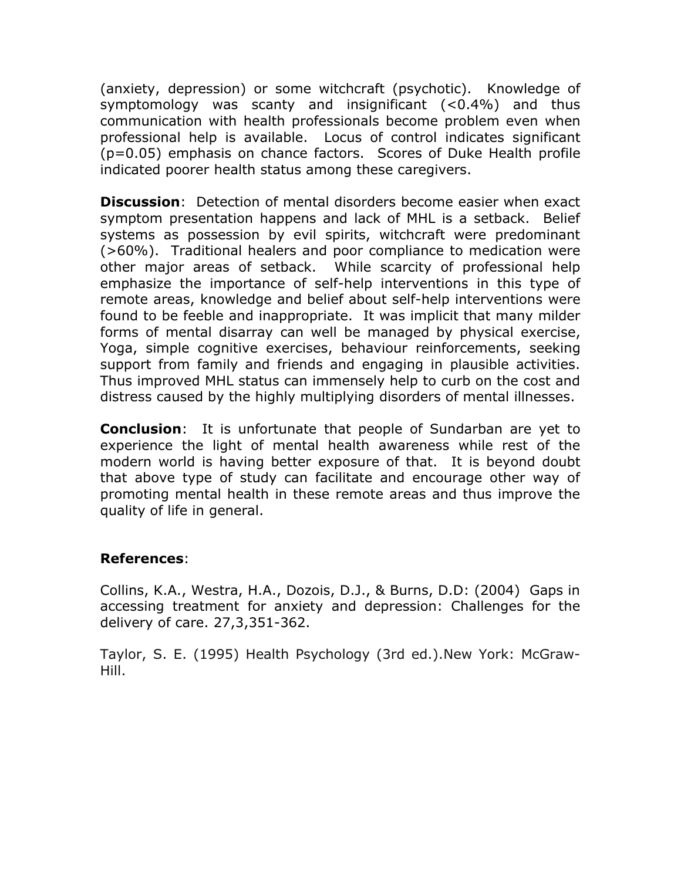(anxiety, depression) or some witchcraft (psychotic). Knowledge of symptomology was scanty and insignificant (<0.4%) and thus communication with health professionals become problem even when professional help is available. Locus of control indicates significant ($p=0.05$) emphasis on chance factors. Scores of Duke Health profile indicated poorer health status among these caregivers.

**Discussion**: Detection of mental disorders become easier when exact symptom presentation happens and lack of MHL is a setback. Belief systems as possession by evil spirits, witchcraft were predominant (>60%). Traditional healers and poor compliance to medication were other major areas of setback. While scarcity of professional help emphasize the importance of self-help interventions in this type of remote areas, knowledge and belief about self-help interventions were found to be feeble and inappropriate. It was implicit that many milder forms of mental disarray can well be managed by physical exercise, Yoga, simple cognitive exercises, behaviour reinforcements, seeking support from family and friends and engaging in plausible activities. Thus improved MHL status can immensely help to curb on the cost and distress caused by the highly multiplying disorders of mental illnesses.

**Conclusion**: It is unfortunate that people of Sundarban are yet to experience the light of mental health awareness while rest of the modern world is having better exposure of that. It is beyond doubt that above type of study can facilitate and encourage other way of promoting mental health in these remote areas and thus improve the quality of life in general.

**References**:

Collins, K.A., Westra, H.A., Dozois, D.J., & Burns, D.D: (2004) Gaps in accessing treatment for anxiety and depression: Challenges for the delivery of care. 27,3,351-362.

Taylor, S. E. (1995) Health Psychology (3rd ed.).New York: McGraw-Hill.